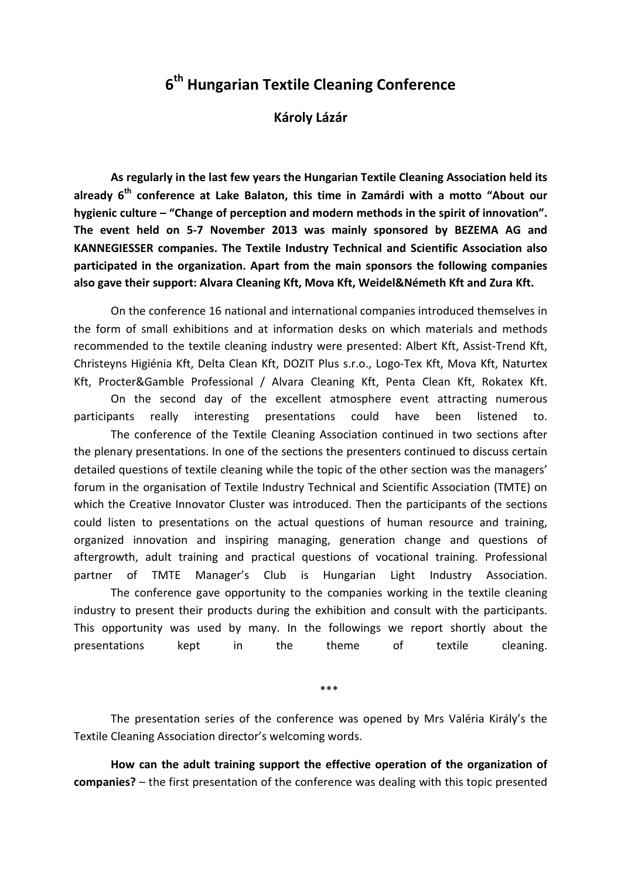# 6th Hungarian Textile Cleaning Conference

**Károly Lázár**

**As regularly in the last few years the Hungarian Textile Cleaning Association held its already 6th conference at Lake Balaton, this time in Zamárdi with a motto "About our hygienic culture – "Change of perception and modern methods in the spirit of innovation". The event held on 5-7 November 2013 was mainly sponsored by BEZEMA AG and KANNEGIESSER companies. The Textile Industry Technical and Scientific Association also participated in the organization. Apart from the main sponsors the following companies also gave their support: Alvara Cleaning Kft, Mova Kft, Weidel&Németh Kft and Zura Kft.**

On the conference 16 national and international companies introduced themselves in the form of small exhibitions and at information desks on which materials and methods recommended to the textile cleaning industry were presented: Albert Kft, Assist-Trend Kft, Christeyns Higiénia Kft, Delta Clean Kft, DOZIT Plus s.r.o., Logo-Tex Kft, Mova Kft, Naturtex Kft, Procter&Gamble Professional / Alvara Cleaning Kft, Penta Clean Kft, Rokatex Kft.

On the second day of the excellent atmosphere event attracting numerous participants really interesting presentations could have been listened to.

The conference of the Textile Cleaning Association continued in two sections after the plenary presentations. In one of the sections the presenters continued to discuss certain detailed questions of textile cleaning while the topic of the other section was the managers' forum in the organisation of Textile Industry Technical and Scientific Association (TMTE) on which the Creative Innovator Cluster was introduced. Then the participants of the sections could listen to presentations on the actual questions of human resource and training, organized innovation and inspiring managing, generation change and questions of aftergrowth, adult training and practical questions of vocational training. Professional partner of TMTE Manager's Club is Hungarian Light Industry Association.

The conference gave opportunity to the companies working in the textile cleaning industry to present their products during the exhibition and consult with the participants. This opportunity was used by many. In the followings we report shortly about the presentations kept in the theme of textile cleaning.

\*\*\*

The presentation series of the conference was opened by Mrs Valéria Király's the Textile Cleaning Association director's welcoming words.

**How can the adult training support the effective operation of the organization of companies?** – the first presentation of the conference was dealing with this topic presented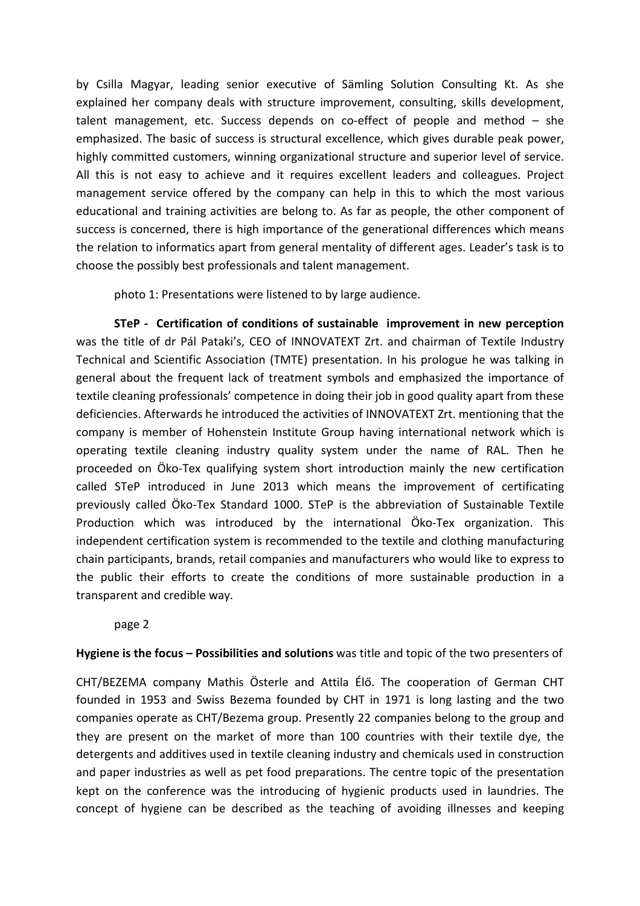by Csilla Magyar, leading senior executive of Sämling Solution Consulting Kt. As she explained her company deals with structure improvement, consulting, skills development, talent management, etc. Success depends on co-effect of people and method – she emphasized. The basic of success is structural excellence, which gives durable peak power, highly committed customers, winning organizational structure and superior level of service. All this is not easy to achieve and it requires excellent leaders and colleagues. Project management service offered by the company can help in this to which the most various educational and training activities are belong to. As far as people, the other component of success is concerned, there is high importance of the generational differences which means the relation to informatics apart from general mentality of different ages. Leader's task is to choose the possibly best professionals and talent management.

photo 1: Presentations were listened to by large audience.

**STeP - Certification of conditions of sustainable improvement in new perception** was the title of dr Pál Pataki's, CEO of INNOVATEXT Zrt. and chairman of Textile Industry Technical and Scientific Association (TMTE) presentation. In his prologue he was talking in general about the frequent lack of treatment symbols and emphasized the importance of textile cleaning professionals' competence in doing their job in good quality apart from these deficiencies. Afterwards he introduced the activities of INNOVATEXT Zrt. mentioning that the company is member of Hohenstein Institute Group having international network which is operating textile cleaning industry quality system under the name of RAL. Then he proceeded on Öko-Tex qualifying system short introduction mainly the new certification called STeP introduced in June 2013 which means the improvement of certificating previously called Öko-Tex Standard 1000. STeP is the abbreviation of Sustainable Textile Production which was introduced by the international Öko-Tex organization. This independent certification system is recommended to the textile and clothing manufacturing chain participants, brands, retail companies and manufacturers who would like to express to the public their efforts to create the conditions of more sustainable production in a transparent and credible way.

page 2

**Hygiene is the focus – Possibilities and solutions** was title and topic of the two presenters of

CHT/BEZEMA company Mathis Österle and Attila Élő. The cooperation of German CHT founded in 1953 and Swiss Bezema founded by CHT in 1971 is long lasting and the two companies operate as CHT/Bezema group. Presently 22 companies belong to the group and they are present on the market of more than 100 countries with their textile dye, the detergents and additives used in textile cleaning industry and chemicals used in construction and paper industries as well as pet food preparations. The centre topic of the presentation kept on the conference was the introducing of hygienic products used in laundries. The concept of hygiene can be described as the teaching of avoiding illnesses and keeping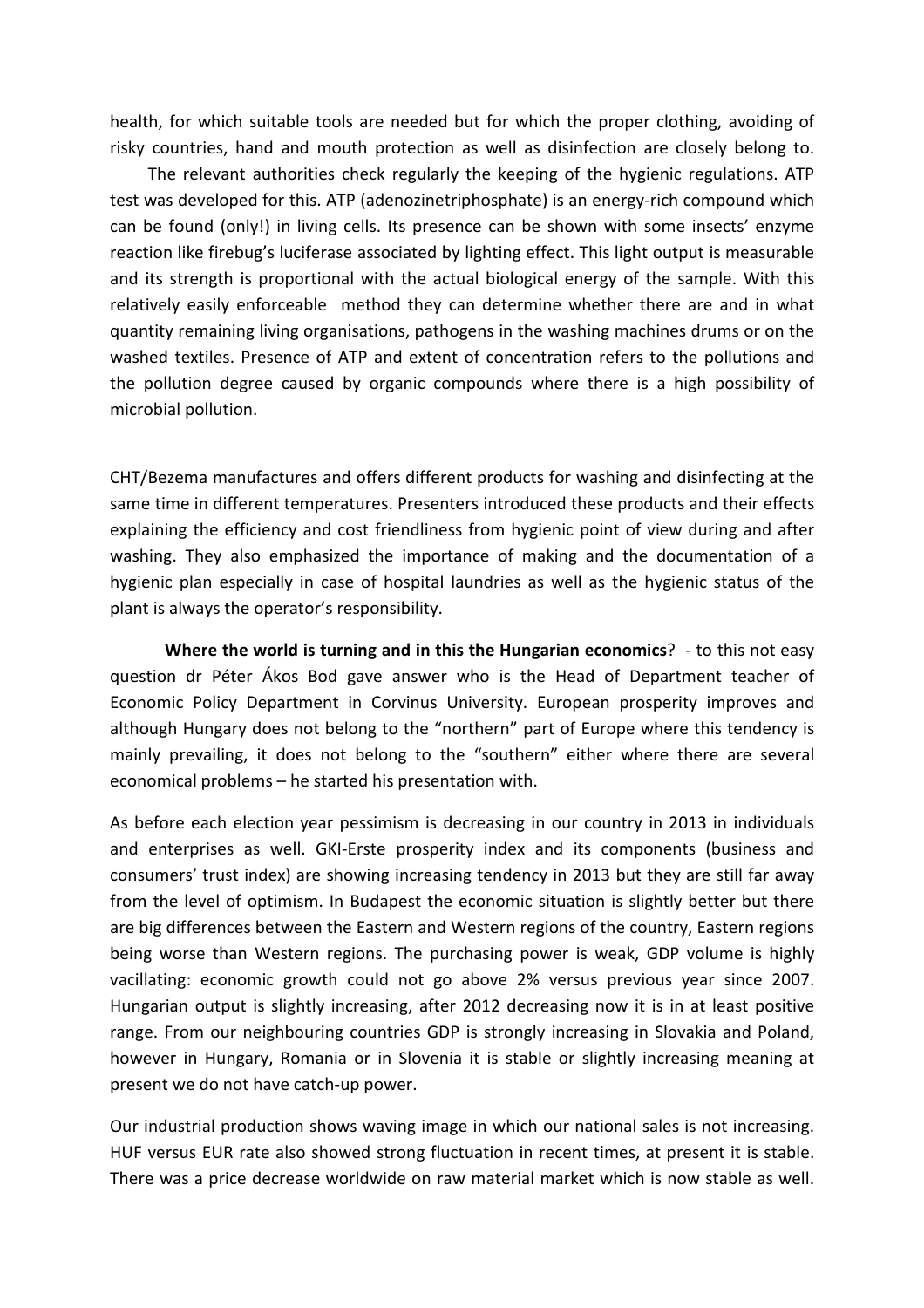health, for which suitable tools are needed but for which the proper clothing, avoiding of risky countries, hand and mouth protection as well as disinfection are closely belong to.

The relevant authorities check regularly the keeping of the hygienic regulations. ATP test was developed for this. ATP (adenozinetriphosphate) is an energy-rich compound which can be found (only!) in living cells. Its presence can be shown with some insects' enzyme reaction like firebug's luciferase associated by lighting effect. This light output is measurable and its strength is proportional with the actual biological energy of the sample. With this relatively easily enforceable method they can determine whether there are and in what quantity remaining living organisations, pathogens in the washing machines drums or on the washed textiles. Presence of ATP and extent of concentration refers to the pollutions and the pollution degree caused by organic compounds where there is a high possibility of microbial pollution.

CHT/Bezema manufactures and offers different products for washing and disinfecting at the same time in different temperatures. Presenters introduced these products and their effects explaining the efficiency and cost friendliness from hygienic point of view during and after washing. They also emphasized the importance of making and the documentation of a hygienic plan especially in case of hospital laundries as well as the hygienic status of the plant is always the operator's responsibility.

**Where the world is turning and in this the Hungarian economics**? - to this not easy question dr Péter Ákos Bod gave answer who is the Head of Department teacher of Economic Policy Department in Corvinus University. European prosperity improves and although Hungary does not belong to the "northern" part of Europe where this tendency is mainly prevailing, it does not belong to the "southern" either where there are several economical problems – he started his presentation with.

As before each election year pessimism is decreasing in our country in 2013 in individuals and enterprises as well. GKI-Erste prosperity index and its components (business and consumers' trust index) are showing increasing tendency in 2013 but they are still far away from the level of optimism. In Budapest the economic situation is slightly better but there are big differences between the Eastern and Western regions of the country, Eastern regions being worse than Western regions. The purchasing power is weak, GDP volume is highly vacillating: economic growth could not go above 2% versus previous year since 2007. Hungarian output is slightly increasing, after 2012 decreasing now it is in at least positive range. From our neighbouring countries GDP is strongly increasing in Slovakia and Poland, however in Hungary, Romania or in Slovenia it is stable or slightly increasing meaning at present we do not have catch-up power.

Our industrial production shows waving image in which our national sales is not increasing. HUF versus EUR rate also showed strong fluctuation in recent times, at present it is stable. There was a price decrease worldwide on raw material market which is now stable as well.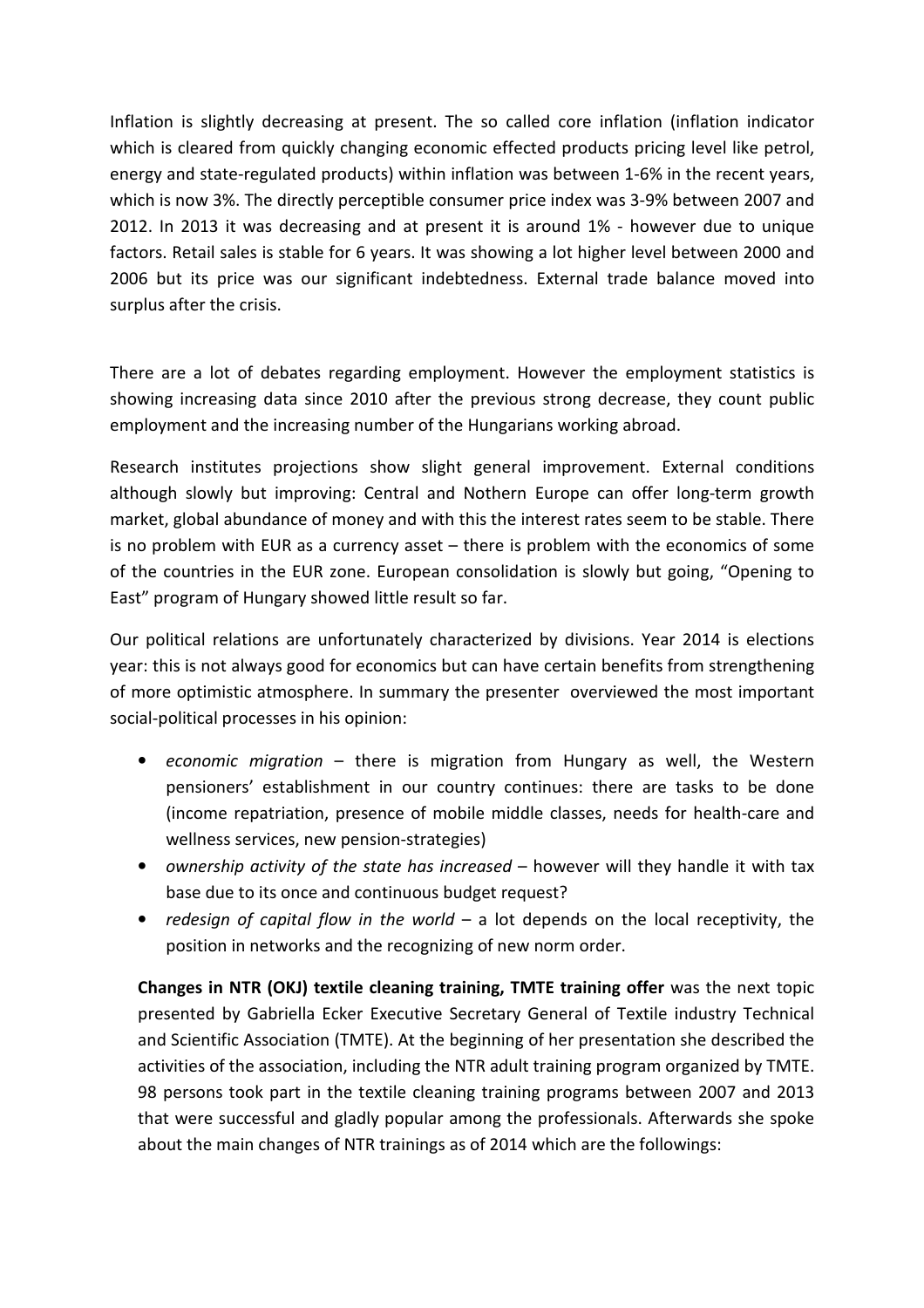Inflation is slightly decreasing at present. The so called core inflation (inflation indicator which is cleared from quickly changing economic effected products pricing level like petrol, energy and state-regulated products) within inflation was between 1-6% in the recent years, which is now 3%. The directly perceptible consumer price index was 3-9% between 2007 and 2012. In 2013 it was decreasing and at present it is around 1% - however due to unique factors. Retail sales is stable for 6 years. It was showing a lot higher level between 2000 and 2006 but its price was our significant indebtedness. External trade balance moved into surplus after the crisis.

There are a lot of debates regarding employment. However the employment statistics is showing increasing data since 2010 after the previous strong decrease, they count public employment and the increasing number of the Hungarians working abroad.

Research institutes projections show slight general improvement. External conditions although slowly but improving: Central and Nothern Europe can offer long-term growth market, global abundance of money and with this the interest rates seem to be stable. There is no problem with EUR as a currency asset – there is problem with the economics of some of the countries in the EUR zone. European consolidation is slowly but going, "Opening to East" program of Hungary showed little result so far.

Our political relations are unfortunately characterized by divisions. Year 2014 is elections year: this is not always good for economics but can have certain benefits from strengthening of more optimistic atmosphere. In summary the presenter overviewed the most important social-political processes in his opinion:

- *economic migration* – there is migration from Hungary as well, the Western pensioners' establishment in our country continues: there are tasks to be done (income repatriation, presence of mobile middle classes, needs for health-care and wellness services, new pension-strategies)
- *ownership activity of the state has increased* – however will they handle it with tax base due to its once and continuous budget request?
- *redesign of capital flow in the world* – a lot depends on the local receptivity, the position in networks and the recognizing of new norm order.

**Changes in NTR (OKJ) textile cleaning training, TMTE training offer** was the next topic presented by Gabriella Ecker Executive Secretary General of Textile industry Technical and Scientific Association (TMTE). At the beginning of her presentation she described the activities of the association, including the NTR adult training program organized by TMTE. 98 persons took part in the textile cleaning training programs between 2007 and 2013 that were successful and gladly popular among the professionals. Afterwards she spoke about the main changes of NTR trainings as of 2014 which are the followings: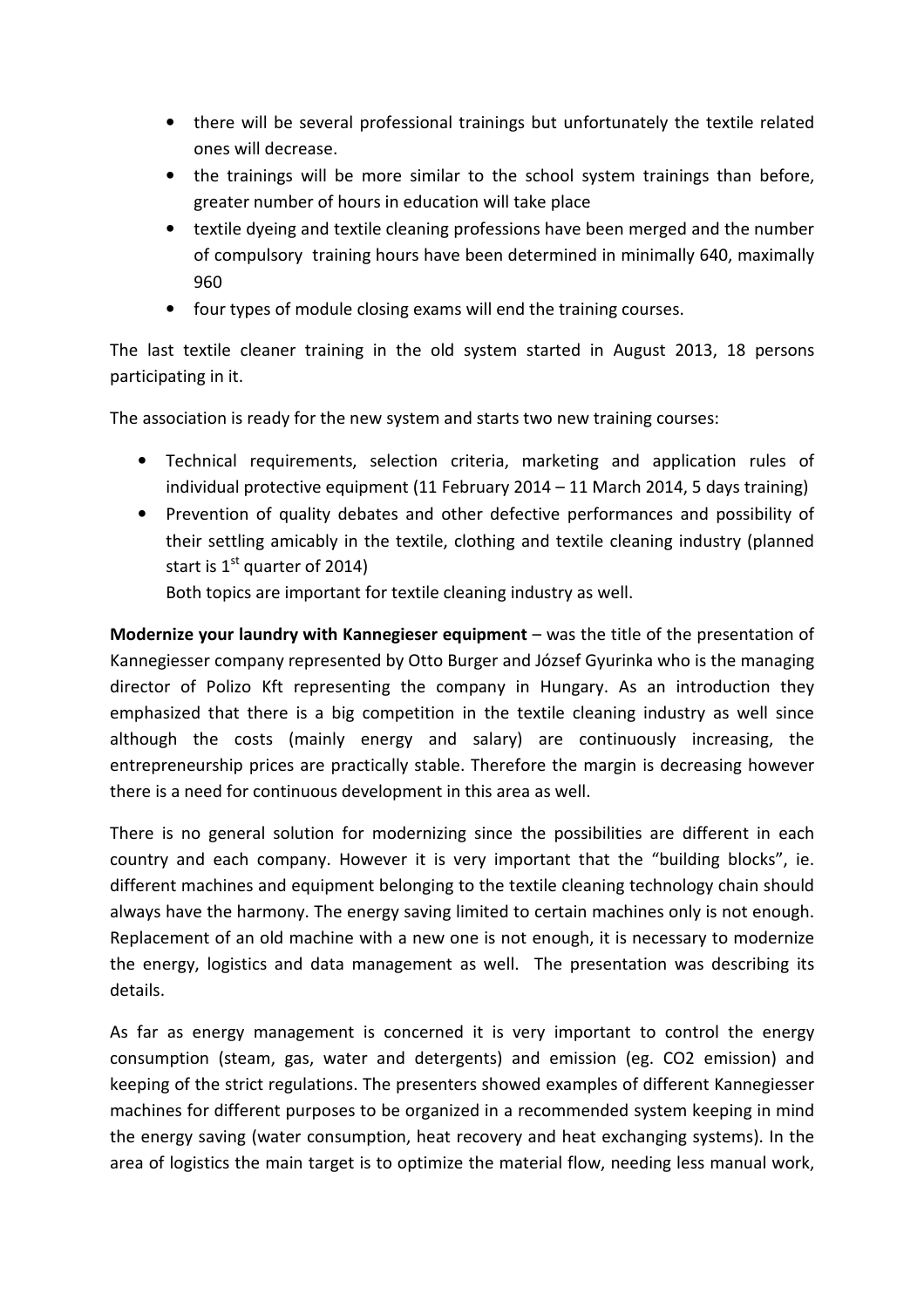- there will be several professional trainings but unfortunately the textile related ones will decrease.
- the trainings will be more similar to the school system trainings than before, greater number of hours in education will take place
- textile dyeing and textile cleaning professions have been merged and the number of compulsory training hours have been determined in minimally 640, maximally 960
- four types of module closing exams will end the training courses.

The last textile cleaner training in the old system started in August 2013, 18 persons participating in it.

The association is ready for the new system and starts two new training courses:

- Technical requirements, selection criteria, marketing and application rules of individual protective equipment (11 February 2014 – 11 March 2014, 5 days training)
- Prevention of quality debates and other defective performances and possibility of their settling amicably in the textile, clothing and textile cleaning industry (planned start is 1st quarter of 2014)

  Both topics are important for textile cleaning industry as well.

**Modernize your laundry with Kannegieser equipment** – was the title of the presentation of Kannegiesser company represented by Otto Burger and József Gyurinka who is the managing director of Polizo Kft representing the company in Hungary. As an introduction they emphasized that there is a big competition in the textile cleaning industry as well since although the costs (mainly energy and salary) are continuously increasing, the entrepreneurship prices are practically stable. Therefore the margin is decreasing however there is a need for continuous development in this area as well.

There is no general solution for modernizing since the possibilities are different in each country and each company. However it is very important that the "building blocks", ie. different machines and equipment belonging to the textile cleaning technology chain should always have the harmony. The energy saving limited to certain machines only is not enough. Replacement of an old machine with a new one is not enough, it is necessary to modernize the energy, logistics and data management as well. The presentation was describing its details.

As far as energy management is concerned it is very important to control the energy consumption (steam, gas, water and detergents) and emission (eg. $CO_2$ emission) and keeping of the strict regulations. The presenters showed examples of different Kannegiesser machines for different purposes to be organized in a recommended system keeping in mind the energy saving (water consumption, heat recovery and heat exchanging systems). In the area of logistics the main target is to optimize the material flow, needing less manual work,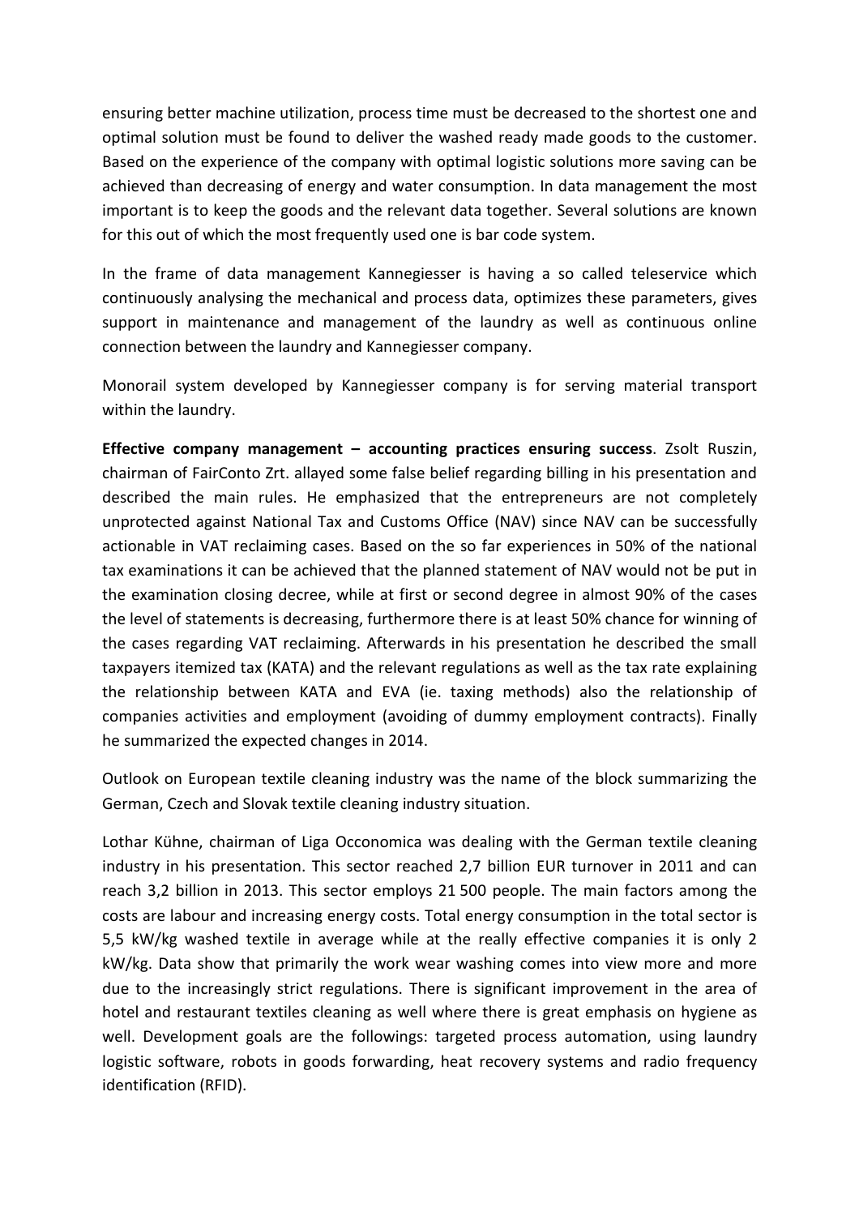ensuring better machine utilization, process time must be decreased to the shortest one and optimal solution must be found to deliver the washed ready made goods to the customer. Based on the experience of the company with optimal logistic solutions more saving can be achieved than decreasing of energy and water consumption. In data management the most important is to keep the goods and the relevant data together. Several solutions are known for this out of which the most frequently used one is bar code system.

In the frame of data management Kannegiesser is having a so called teleservice which continuously analysing the mechanical and process data, optimizes these parameters, gives support in maintenance and management of the laundry as well as continuous online connection between the laundry and Kannegiesser company.

Monorail system developed by Kannegiesser company is for serving material transport within the laundry.

**Effective company management – accounting practices ensuring success**. Zsolt Ruszin, chairman of FairConto Zrt. allayed some false belief regarding billing in his presentation and described the main rules. He emphasized that the entrepreneurs are not completely unprotected against National Tax and Customs Office (NAV) since NAV can be successfully actionable in VAT reclaiming cases. Based on the so far experiences in 50% of the national tax examinations it can be achieved that the planned statement of NAV would not be put in the examination closing decree, while at first or second degree in almost 90% of the cases the level of statements is decreasing, furthermore there is at least 50% chance for winning of the cases regarding VAT reclaiming. Afterwards in his presentation he described the small taxpayers itemized tax (KATA) and the relevant regulations as well as the tax rate explaining the relationship between KATA and EVA (ie. taxing methods) also the relationship of companies activities and employment (avoiding of dummy employment contracts). Finally he summarized the expected changes in 2014.

Outlook on European textile cleaning industry was the name of the block summarizing the German, Czech and Slovak textile cleaning industry situation.

Lothar Kühne, chairman of Liga Occonomica was dealing with the German textile cleaning industry in his presentation. This sector reached 2,7 billion EUR turnover in 2011 and can reach 3,2 billion in 2013. This sector employs 21 500 people. The main factors among the costs are labour and increasing energy costs. Total energy consumption in the total sector is 5,5 kW/kg washed textile in average while at the really effective companies it is only 2 kW/kg. Data show that primarily the work wear washing comes into view more and more due to the increasingly strict regulations. There is significant improvement in the area of hotel and restaurant textiles cleaning as well where there is great emphasis on hygiene as well. Development goals are the followings: targeted process automation, using laundry logistic software, robots in goods forwarding, heat recovery systems and radio frequency identification (RFID).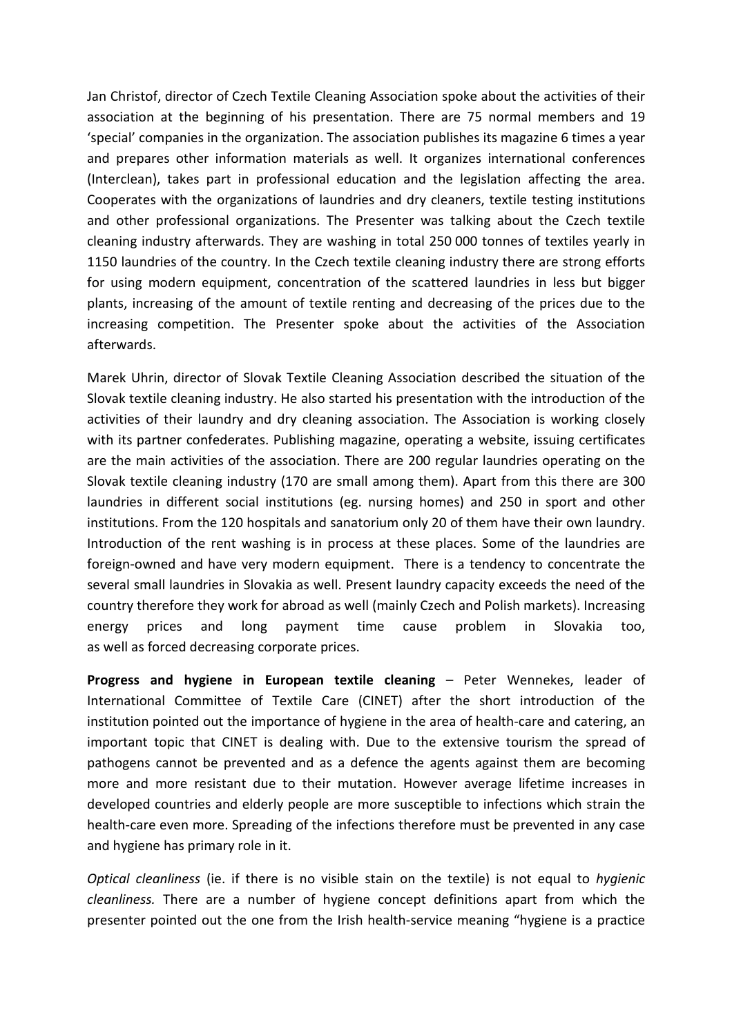Jan Christof, director of Czech Textile Cleaning Association spoke about the activities of their association at the beginning of his presentation. There are 75 normal members and 19 'special' companies in the organization. The association publishes its magazine 6 times a year and prepares other information materials as well. It organizes international conferences (Interclean), takes part in professional education and the legislation affecting the area. Cooperates with the organizations of laundries and dry cleaners, textile testing institutions and other professional organizations. The Presenter was talking about the Czech textile cleaning industry afterwards. They are washing in total 250 000 tonnes of textiles yearly in 1150 laundries of the country. In the Czech textile cleaning industry there are strong efforts for using modern equipment, concentration of the scattered laundries in less but bigger plants, increasing of the amount of textile renting and decreasing of the prices due to the increasing competition. The Presenter spoke about the activities of the Association afterwards.

Marek Uhrin, director of Slovak Textile Cleaning Association described the situation of the Slovak textile cleaning industry. He also started his presentation with the introduction of the activities of their laundry and dry cleaning association. The Association is working closely with its partner confederates. Publishing magazine, operating a website, issuing certificates are the main activities of the association. There are 200 regular laundries operating on the Slovak textile cleaning industry (170 are small among them). Apart from this there are 300 laundries in different social institutions (eg. nursing homes) and 250 in sport and other institutions. From the 120 hospitals and sanatorium only 20 of them have their own laundry. Introduction of the rent washing is in process at these places. Some of the laundries are foreign-owned and have very modern equipment. There is a tendency to concentrate the several small laundries in Slovakia as well. Present laundry capacity exceeds the need of the country therefore they work for abroad as well (mainly Czech and Polish markets). Increasing energy prices and long payment time cause problem in Slovakia too, as well as forced decreasing corporate prices.

**Progress and hygiene in European textile cleaning** – Peter Wennekes, leader of International Committee of Textile Care (CINET) after the short introduction of the institution pointed out the importance of hygiene in the area of health-care and catering, an important topic that CINET is dealing with. Due to the extensive tourism the spread of pathogens cannot be prevented and as a defence the agents against them are becoming more and more resistant due to their mutation. However average lifetime increases in developed countries and elderly people are more susceptible to infections which strain the health-care even more. Spreading of the infections therefore must be prevented in any case and hygiene has primary role in it.

*Optical cleanliness* (ie. if there is no visible stain on the textile) is not equal to *hygienic cleanliness.* There are a number of hygiene concept definitions apart from which the presenter pointed out the one from the Irish health-service meaning "hygiene is a practice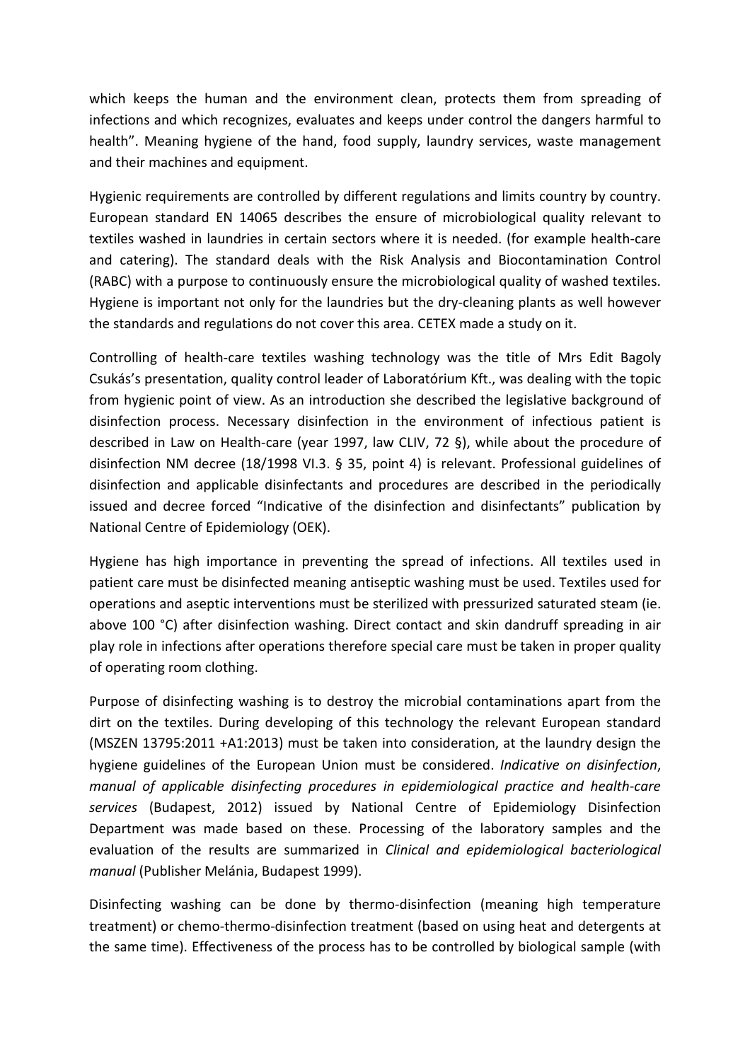which keeps the human and the environment clean, protects them from spreading of infections and which recognizes, evaluates and keeps under control the dangers harmful to health". Meaning hygiene of the hand, food supply, laundry services, waste management and their machines and equipment.

Hygienic requirements are controlled by different regulations and limits country by country. European standard EN 14065 describes the ensure of microbiological quality relevant to textiles washed in laundries in certain sectors where it is needed. (for example health-care and catering). The standard deals with the Risk Analysis and Biocontamination Control (RABC) with a purpose to continuously ensure the microbiological quality of washed textiles. Hygiene is important not only for the laundries but the dry-cleaning plants as well however the standards and regulations do not cover this area. CETEX made a study on it.

Controlling of health-care textiles washing technology was the title of Mrs Edit Bagoly Csukás's presentation, quality control leader of Laboratórium Kft., was dealing with the topic from hygienic point of view. As an introduction she described the legislative background of disinfection process. Necessary disinfection in the environment of infectious patient is described in Law on Health-care (year 1997, law CLIV, 72 §), while about the procedure of disinfection NM decree (18/1998 VI.3. § 35, point 4) is relevant. Professional guidelines of disinfection and applicable disinfectants and procedures are described in the periodically issued and decree forced "Indicative of the disinfection and disinfectants" publication by National Centre of Epidemiology (OEK).

Hygiene has high importance in preventing the spread of infections. All textiles used in patient care must be disinfected meaning antiseptic washing must be used. Textiles used for operations and aseptic interventions must be sterilized with pressurized saturated steam (ie. above 100 °C) after disinfection washing. Direct contact and skin dandruff spreading in air play role in infections after operations therefore special care must be taken in proper quality of operating room clothing.

Purpose of disinfecting washing is to destroy the microbial contaminations apart from the dirt on the textiles. During developing of this technology the relevant European standard (MSZEN 13795:2011 +A1:2013) must be taken into consideration, at the laundry design the hygiene guidelines of the European Union must be considered. *Indicative on disinfection, manual of applicable disinfecting procedures in epidemiological practice and health-care services* (Budapest, 2012) issued by National Centre of Epidemiology Disinfection Department was made based on these. Processing of the laboratory samples and the evaluation of the results are summarized in *Clinical and epidemiological bacteriological manual* (Publisher Melánia, Budapest 1999).

Disinfecting washing can be done by thermo-disinfection (meaning high temperature treatment) or chemo-thermo-disinfection treatment (based on using heat and detergents at the same time). Effectiveness of the process has to be controlled by biological sample (with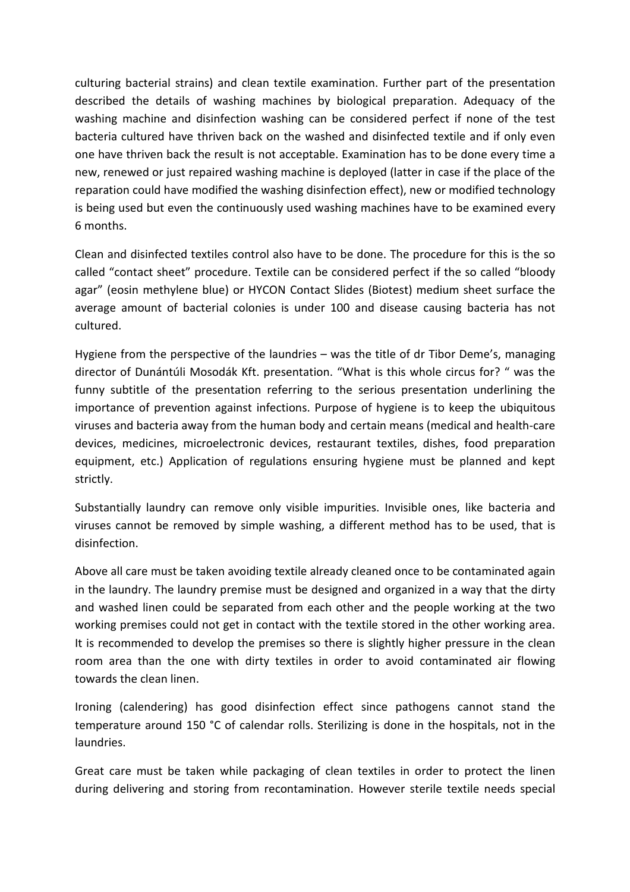culturing bacterial strains) and clean textile examination. Further part of the presentation described the details of washing machines by biological preparation. Adequacy of the washing machine and disinfection washing can be considered perfect if none of the test bacteria cultured have thriven back on the washed and disinfected textile and if only even one have thriven back the result is not acceptable. Examination has to be done every time a new, renewed or just repaired washing machine is deployed (latter in case if the place of the reparation could have modified the washing disinfection effect), new or modified technology is being used but even the continuously used washing machines have to be examined every 6 months.

Clean and disinfected textiles control also have to be done. The procedure for this is the so called "contact sheet" procedure. Textile can be considered perfect if the so called "bloody agar" (eosin methylene blue) or HYCON Contact Slides (Biotest) medium sheet surface the average amount of bacterial colonies is under 100 and disease causing bacteria has not cultured.

Hygiene from the perspective of the laundries – was the title of dr Tibor Deme's, managing director of Dunántúli Mosodák Kft. presentation. "What is this whole circus for? " was the funny subtitle of the presentation referring to the serious presentation underlining the importance of prevention against infections. Purpose of hygiene is to keep the ubiquitous viruses and bacteria away from the human body and certain means (medical and health-care devices, medicines, microelectronic devices, restaurant textiles, dishes, food preparation equipment, etc.) Application of regulations ensuring hygiene must be planned and kept strictly.

Substantially laundry can remove only visible impurities. Invisible ones, like bacteria and viruses cannot be removed by simple washing, a different method has to be used, that is disinfection.

Above all care must be taken avoiding textile already cleaned once to be contaminated again in the laundry. The laundry premise must be designed and organized in a way that the dirty and washed linen could be separated from each other and the people working at the two working premises could not get in contact with the textile stored in the other working area. It is recommended to develop the premises so there is slightly higher pressure in the clean room area than the one with dirty textiles in order to avoid contaminated air flowing towards the clean linen.

Ironing (calendering) has good disinfection effect since pathogens cannot stand the temperature around 150 °C of calendar rolls. Sterilizing is done in the hospitals, not in the laundries.

Great care must be taken while packaging of clean textiles in order to protect the linen during delivering and storing from recontamination. However sterile textile needs special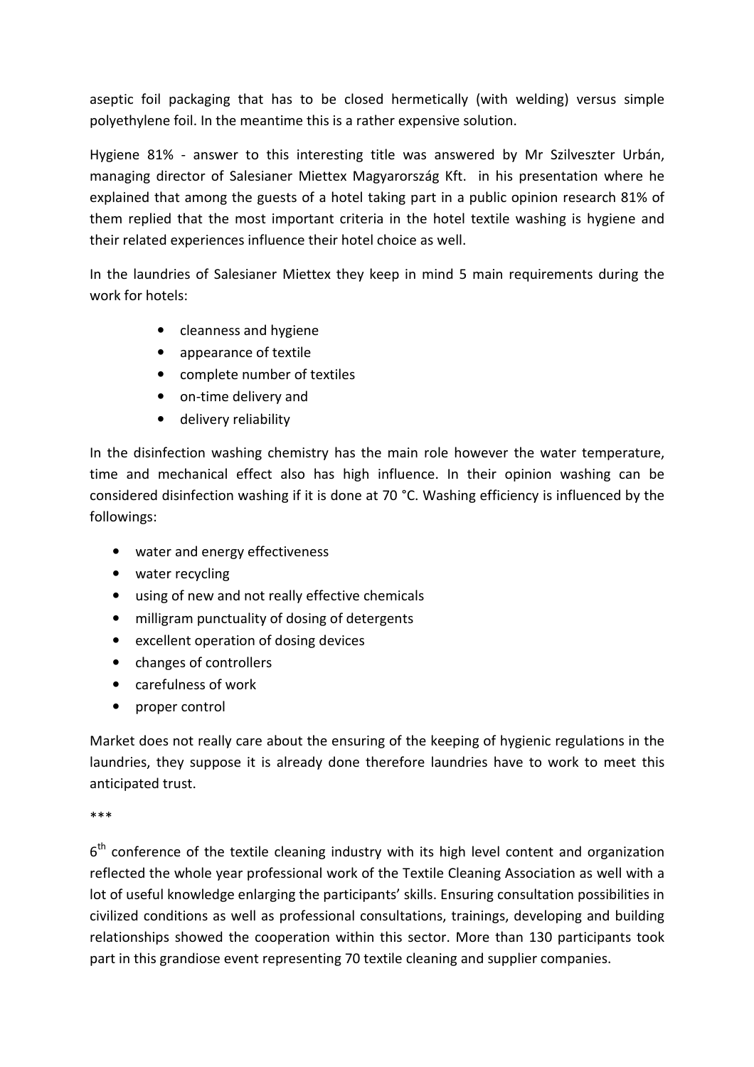aseptic foil packaging that has to be closed hermetically (with welding) versus simple polyethylene foil. In the meantime this is a rather expensive solution.

Hygiene 81% - answer to this interesting title was answered by Mr Szilveszter Urbán, managing director of Salesianer Miettex Magyarország Kft. in his presentation where he explained that among the guests of a hotel taking part in a public opinion research 81% of them replied that the most important criteria in the hotel textile washing is hygiene and their related experiences influence their hotel choice as well.

In the laundries of Salesianer Miettex they keep in mind 5 main requirements during the work for hotels:

- cleanness and hygiene
- appearance of textile
- complete number of textiles
- on-time delivery and
- delivery reliability

In the disinfection washing chemistry has the main role however the water temperature, time and mechanical effect also has high influence. In their opinion washing can be considered disinfection washing if it is done at 70 °C. Washing efficiency is influenced by the followings:

- water and energy effectiveness
- water recycling
- using of new and not really effective chemicals
- milligram punctuality of dosing of detergents
- excellent operation of dosing devices
- changes of controllers
- carefulness of work
- proper control

Market does not really care about the ensuring of the keeping of hygienic regulations in the laundries, they suppose it is already done therefore laundries have to work to meet this anticipated trust.

***

6th conference of the textile cleaning industry with its high level content and organization reflected the whole year professional work of the Textile Cleaning Association as well with a lot of useful knowledge enlarging the participants' skills. Ensuring consultation possibilities in civilized conditions as well as professional consultations, trainings, developing and building relationships showed the cooperation within this sector. More than 130 participants took part in this grandiose event representing 70 textile cleaning and supplier companies.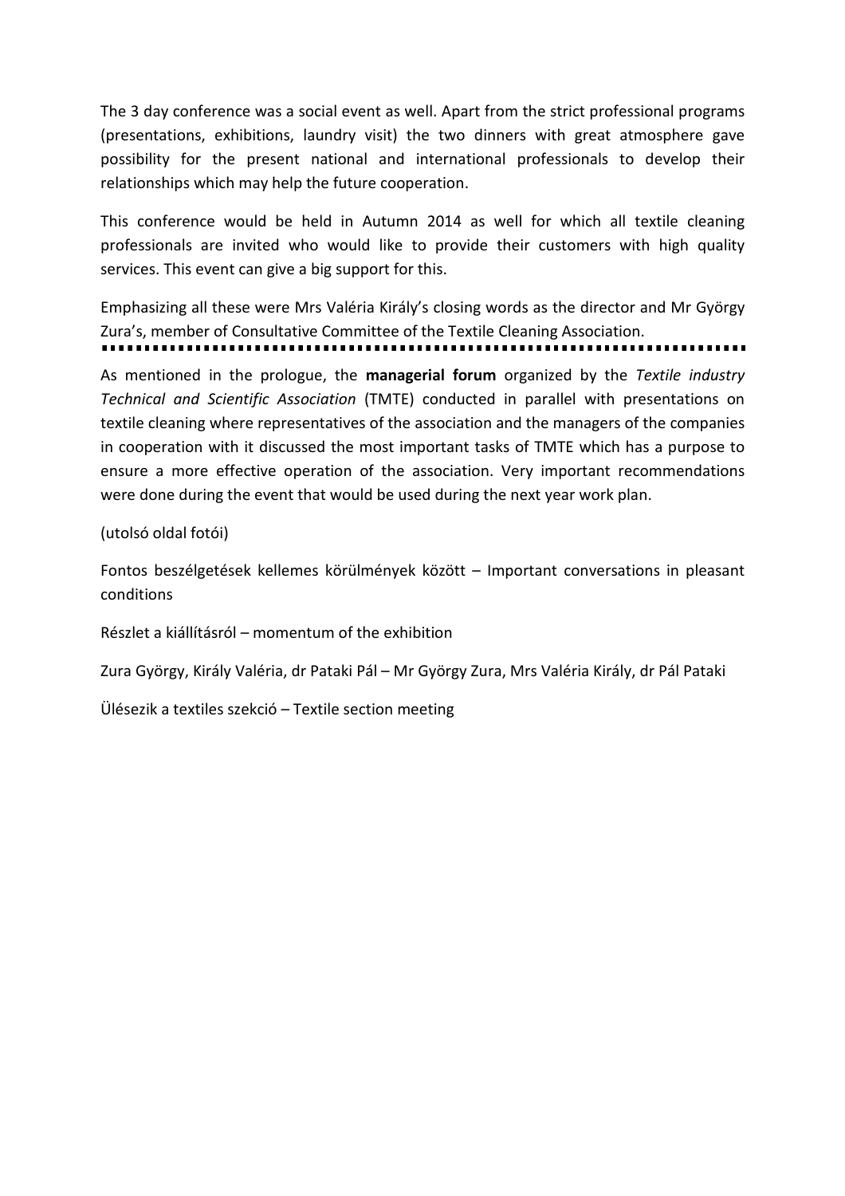The 3 day conference was a social event as well. Apart from the strict professional programs (presentations, exhibitions, laundry visit) the two dinners with great atmosphere gave possibility for the present national and international professionals to develop their relationships which may help the future cooperation.

This conference would be held in Autumn 2014 as well for which all textile cleaning professionals are invited who would like to provide their customers with high quality services. This event can give a big support for this.

Emphasizing all these were Mrs Valéria Király's closing words as the director and Mr György Zura's, member of Consultative Committee of the Textile Cleaning Association.

---

As mentioned in the prologue, the **managerial forum** organized by the *Textile industry Technical and Scientific Association* (TMTE) conducted in parallel with presentations on textile cleaning where representatives of the association and the managers of the companies in cooperation with it discussed the most important tasks of TMTE which has a purpose to ensure a more effective operation of the association. Very important recommendations were done during the event that would be used during the next year work plan.

(utolsó oldal fotói)

Fontos beszélgetések kellemes körülmények között – Important conversations in pleasant conditions

Részlet a kiállításról – momentum of the exhibition

Zura György, Király Valéria, dr Pataki Pál – Mr György Zura, Mrs Valéria Király, dr Pál Pataki

Ülésezik a textiles szekció – Textile section meeting